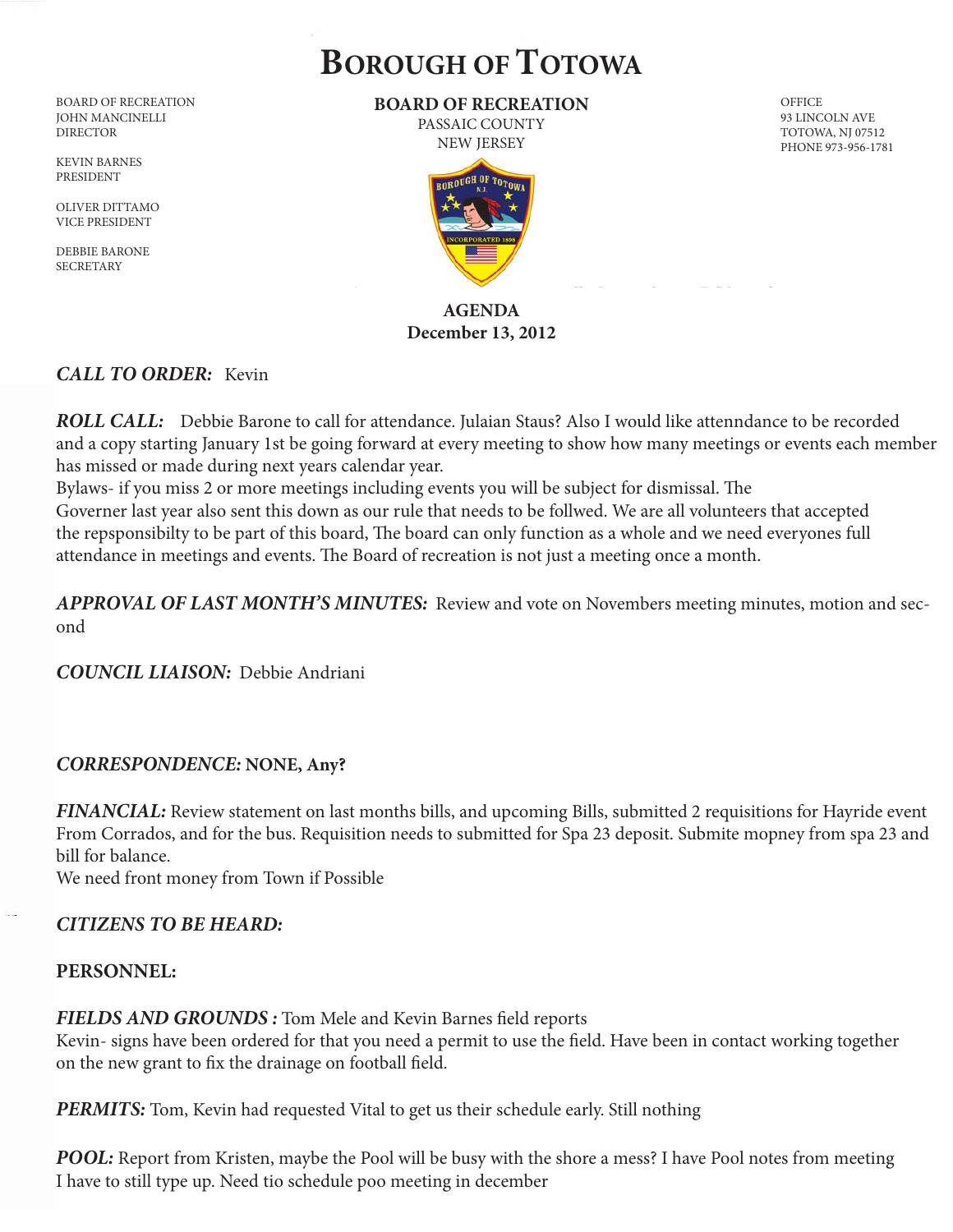# Borough of Totowa

BOARD OF RECREATION
JOHN MANCINELLI
DIRECTOR

KEVIN BARNES
PRESIDENT

OLIVER DITTAMO
VICE PRESIDENT

DEBBIE BARONE
SECRETARY

**BOARD OF RECREATION**
PASSAIC COUNTY
NEW JERSEY

OFFICE
93 LINCOLN AVE
TOTOWA, NJ 07512
PHONE 973-956-1781

**AGENDA**
**December 13, 2012**

***CALL TO ORDER:*** Kevin

***ROLL CALL:*** Debbie Barone to call for attendance. Julaian Staus? Also I would like attenndance to be recorded and a copy starting January 1st be going forward at every meeting to show how many meetings or events each member has missed or made during next years calendar year.
Bylaws- if you miss 2 or more meetings including events you will be subject for dismissal. The Governer last year also sent this down as our rule that needs to be follwed. We are all volunteers that accepted the repsponsibilty to be part of this board, The board can only function as a whole and we need everyones full attendance in meetings and events. The Board of recreation is not just a meeting once a month.

***APPROVAL OF LAST MONTH'S MINUTES:*** Review and vote on Novembers meeting minutes, motion and second

***COUNCIL LIAISON:*** Debbie Andriani

***CORRESPONDENCE:*** **NONE, Any?**

***FINANCIAL:*** Review statement on last months bills, and upcoming Bills, submitted 2 requisitions for Hayride event From Corrados, and for the bus. Requisition needs to submitted for Spa 23 deposit. Submite mopney from spa 23 and bill for balance.
We need front money from Town if Possible

***CITIZENS TO BE HEARD:***

**PERSONNEL:**

***FIELDS AND GROUNDS :*** Tom Mele and Kevin Barnes field reports
Kevin- signs have been ordered for that you need a permit to use the field. Have been in contact working together on the new grant to fix the drainage on football field.

***PERMITS:*** Tom, Kevin had requested Vital to get us their schedule early. Still nothing

***POOL:*** Report from Kristen, maybe the Pool will be busy with the shore a mess? I have Pool notes from meeting I have to still type up. Need tio schedule poo meeting in december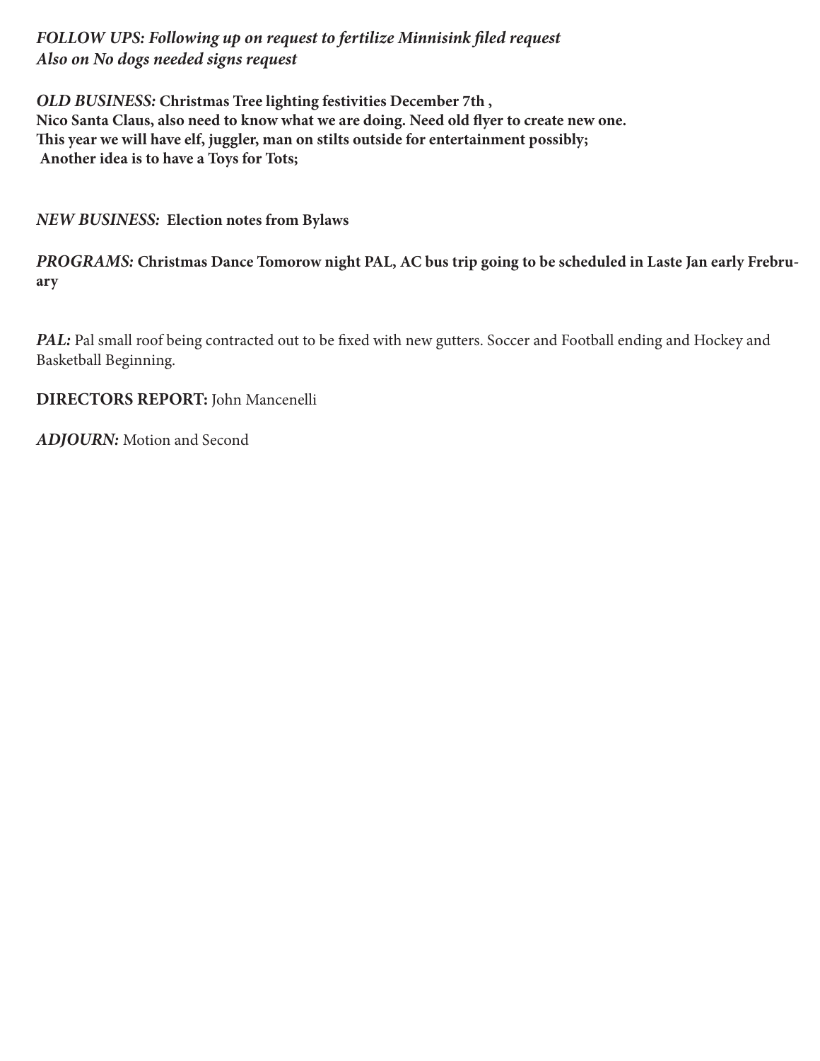***FOLLOW UPS: Following up on request to fertilize Minnisink filed request***
***Also on No dogs needed signs request***

***OLD BUSINESS:*** **Christmas Tree lighting festivities December 7th ,**
**Nico Santa Claus, also need to know what we are doing. Need old flyer to create new one.**
**This year we will have elf, juggler, man on stilts outside for entertainment possibly;**
**Another idea is to have a Toys for Tots;**

***NEW BUSINESS:*** **Election notes from Bylaws**

***PROGRAMS:*** **Christmas Dance Tomorow night PAL, AC bus trip going to be scheduled in Laste Jan early Frebruary**

***PAL:*** Pal small roof being contracted out to be fixed with new gutters. Soccer and Football ending and Hockey and Basketball Beginning.

**DIRECTORS REPORT:** John Mancenelli

***ADJOURN:*** Motion and Second